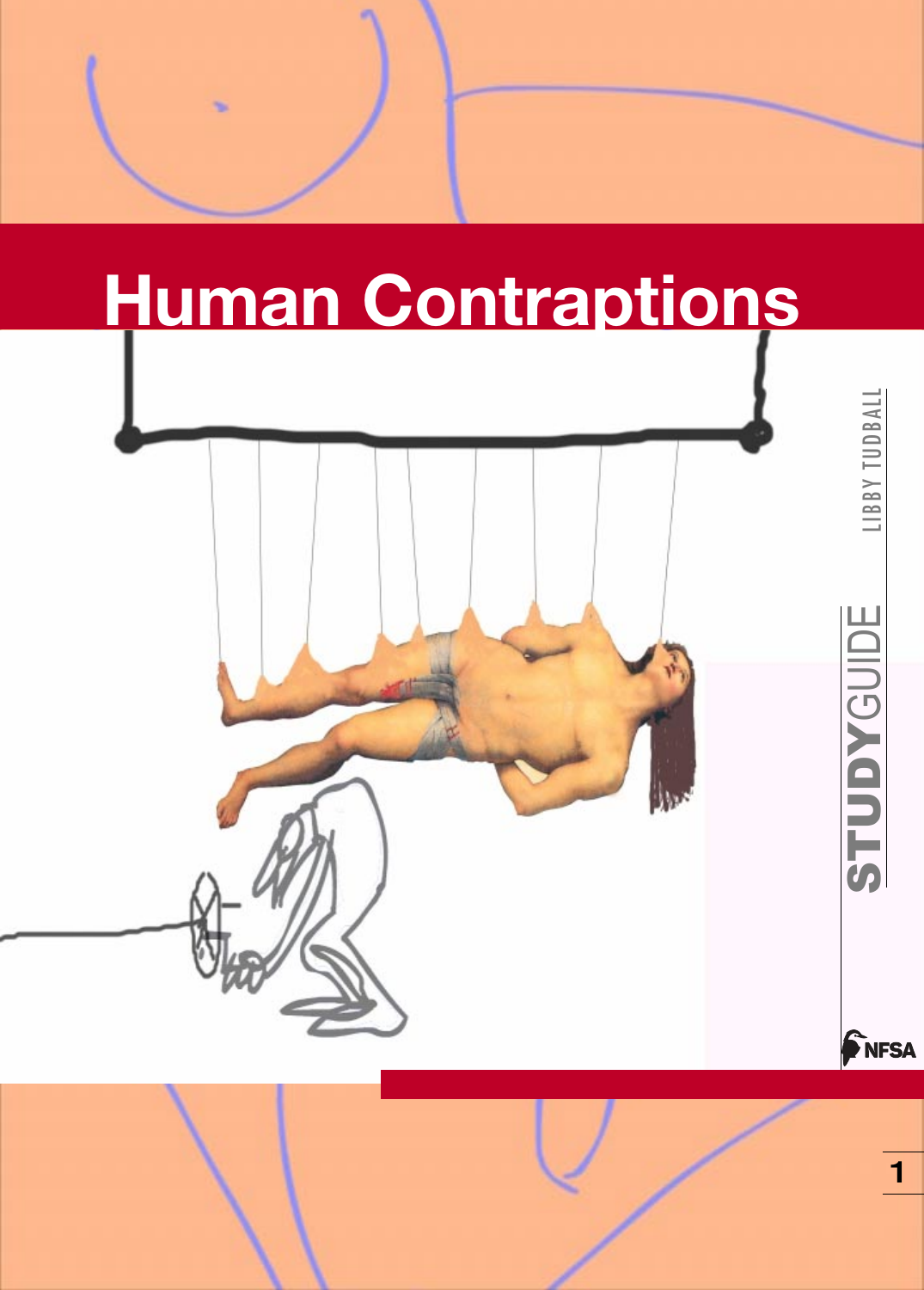# Human Contraptions

LIBBY TUDBALL

**STUDY**GUIDE

NFSA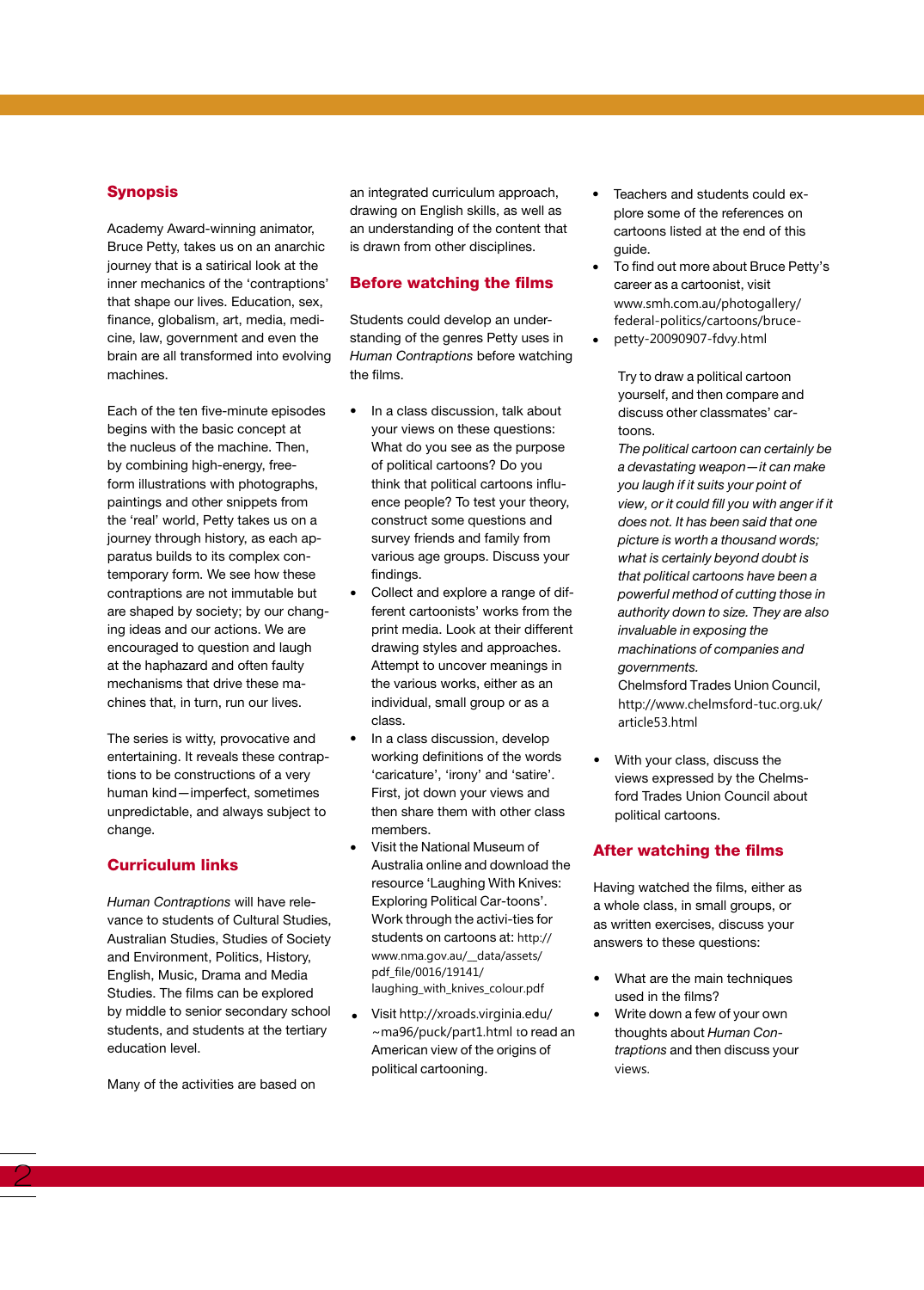## Synopsis

Academy Award-winning animator, Bruce Petty, takes us on an anarchic journey that is a satirical look at the inner mechanics of the 'contraptions' that shape our lives. Education, sex, finance, globalism, art, media, medicine, law, government and even the brain are all transformed into evolving machines.

Each of the ten five-minute episodes begins with the basic concept at the nucleus of the machine. Then, by combining high-energy, free-form illustrations with photographs, paintings and other snippets from the 'real' world, Petty takes us on a journey through history, as each apparatus builds to its complex contemporary form. We see how these contraptions are not immutable but are shaped by society; by our changing ideas and our actions. We are encouraged to question and laugh at the haphazard and often faulty mechanisms that drive these machines that, in turn, run our lives.

The series is witty, provocative and entertaining. It reveals these contraptions to be constructions of a very human kind—imperfect, sometimes unpredictable, and always subject to change.

## Curriculum links

*Human Contraptions* will have relevance to students of Cultural Studies, Australian Studies, Studies of Society and Environment, Politics, History, English, Music, Drama and Media Studies. The films can be explored by middle to senior secondary school students, and students at the tertiary education level.

Many of the activities are based on an integrated curriculum approach, drawing on English skills, as well as an understanding of the content that is drawn from other disciplines.

## Before watching the films

Students could develop an understanding of the genres Petty uses in *Human Contraptions* before watching the films.

- In a class discussion, talk about your views on these questions: What do you see as the purpose of political cartoons? Do you think that political cartoons influence people? To test your theory, construct some questions and survey friends and family from various age groups. Discuss your findings.
- Collect and explore a range of different cartoonists' works from the print media. Look at their different drawing styles and approaches. Attempt to uncover meanings in the various works, either as an individual, small group or as a class.
- In a class discussion, develop working definitions of the words 'caricature', 'irony' and 'satire'. First, jot down your views and then share them with other class members.
- Visit the National Museum of Australia online and download the resource 'Laughing With Knives: Exploring Political Car-toons'. Work through the activi-ties for students on cartoons at: http://www.nma.gov.au/__data/assets/pdf_file/0016/19141/laughing_with_knives_colour.pdf
- Visit http://xroads.virginia.edu/~ma96/puck/part1.html to read an American view of the origins of political cartooning.
- Teachers and students could explore some of the references on cartoons listed at the end of this guide.
- To find out more about Bruce Petty's career as a cartoonist, visit www.smh.com.au/photogallery/federal-politics/cartoons/bruce-
- petty-20090907-fdvy.html

  Try to draw a political cartoon yourself, and then compare and discuss other classmates' cartoons.

  *The political cartoon can certainly be a devastating weapon—it can make you laugh if it suits your point of view, or it could fill you with anger if it does not. It has been said that one picture is worth a thousand words; what is certainly beyond doubt is that political cartoons have been a powerful method of cutting those in authority down to size. They are also invaluable in exposing the machinations of companies and governments.*
  Chelmsford Trades Union Council, http://www.chelmsford-tuc.org.uk/article53.html

- With your class, discuss the views expressed by the Chelmsford Trades Union Council about political cartoons.

## After watching the films

Having watched the films, either as a whole class, in small groups, or as written exercises, discuss your answers to these questions:

- What are the main techniques used in the films?
- Write down a few of your own thoughts about *Human Contraptions* and then discuss your views.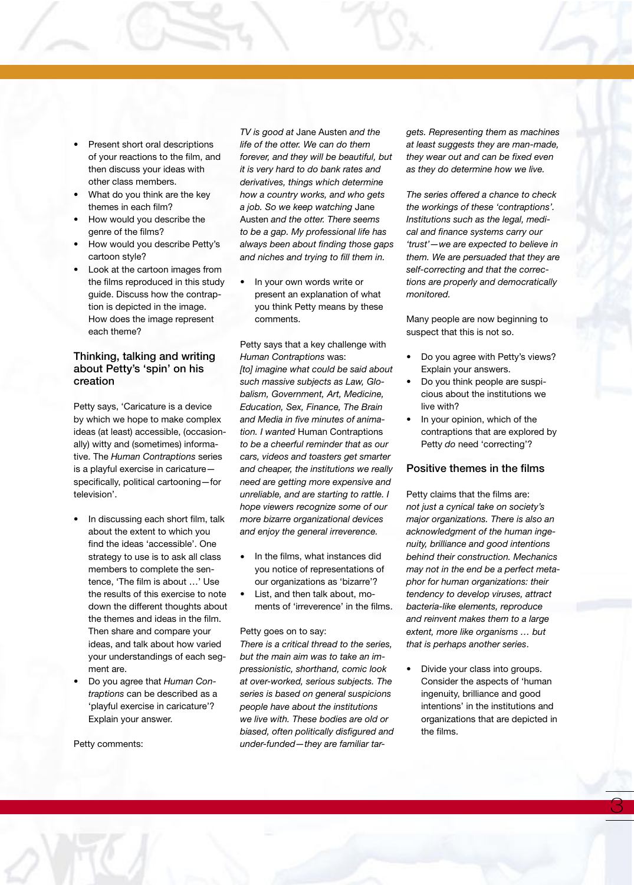- Present short oral descriptions of your reactions to the film, and then discuss your views with other class members.
- What do you think are the key themes in each film?
- How would you describe the genre of the films?
- How would you describe Petty's cartoon style?
- Look at the cartoon images from the films reproduced in this study guide. Discuss how the contraption is depicted in the image. How does the image represent each theme?

## Thinking, talking and writing about Petty's 'spin' on his creation

Petty says, 'Caricature is a device by which we hope to make complex ideas (at least) accessible, (occasionally) witty and (sometimes) informative. The *Human Contraptions* series is a playful exercise in caricature—specifically, political cartooning—for television'.

- In discussing each short film, talk about the extent to which you find the ideas 'accessible'. One strategy to use is to ask all class members to complete the sentence, 'The film is about …' Use the results of this exercise to note down the different thoughts about the themes and ideas in the film. Then share and compare your ideas, and talk about how varied your understandings of each segment are.
- Do you agree that *Human Contraptions* can be described as a 'playful exercise in caricature'? Explain your answer.

Petty comments:

*TV is good at* Jane Austen *and the life of the otter. We can do them forever, and they will be beautiful, but it is very hard to do bank rates and derivatives, things which determine how a country works, and who gets a job. So we keep watching* Jane Austen *and the otter. There seems to be a gap. My professional life has always been about finding those gaps and niches and trying to fill them in.*

- In your own words write or present an explanation of what you think Petty means by these comments.

Petty says that a key challenge with *Human Contraptions* was:

*[to] imagine what could be said about such massive subjects as Law, Globalism, Government, Art, Medicine, Education, Sex, Finance, The Brain and Media in five minutes of animation. I wanted* Human Contraptions *to be a cheerful reminder that as our cars, videos and toasters get smarter and cheaper, the institutions we really need are getting more expensive and unreliable, and are starting to rattle. I hope viewers recognize some of our more bizarre organizational devices and enjoy the general irreverence.*

- In the films, what instances did you notice of representations of our organizations as 'bizarre'?
- List, and then talk about, moments of 'irreverence' in the films.

Petty goes on to say:

*There is a critical thread to the series, but the main aim was to take an impressionistic, shorthand, comic look at over-worked, serious subjects. The series is based on general suspicions people have about the institutions we live with. These bodies are old or biased, often politically disfigured and under-funded—they are familiar targets. Representing them as machines at least suggests they are man-made, they wear out and can be fixed even as they do determine how we live.*

*The series offered a chance to check the workings of these 'contraptions'. Institutions such as the legal, medical and finance systems carry our 'trust'—we are expected to believe in them. We are persuaded that they are self-correcting and that the corrections are properly and democratically monitored.*

Many people are now beginning to suspect that this is not so.

- Do you agree with Petty's views? Explain your answers.
- Do you think people are suspicious about the institutions we live with?
- In your opinion, which of the contraptions that are explored by Petty *do* need 'correcting'?

## Positive themes in the films

Petty claims that the films are:

*not just a cynical take on society's major organizations. There is also an acknowledgment of the human ingenuity, brilliance and good intentions behind their construction. Mechanics may not in the end be a perfect metaphor for human organizations: their tendency to develop viruses, attract bacteria-like elements, reproduce and reinvent makes them to a large extent, more like organisms … but that is perhaps another series*.

- Divide your class into groups. Consider the aspects of 'human ingenuity, brilliance and good intentions' in the institutions and organizations that are depicted in the films.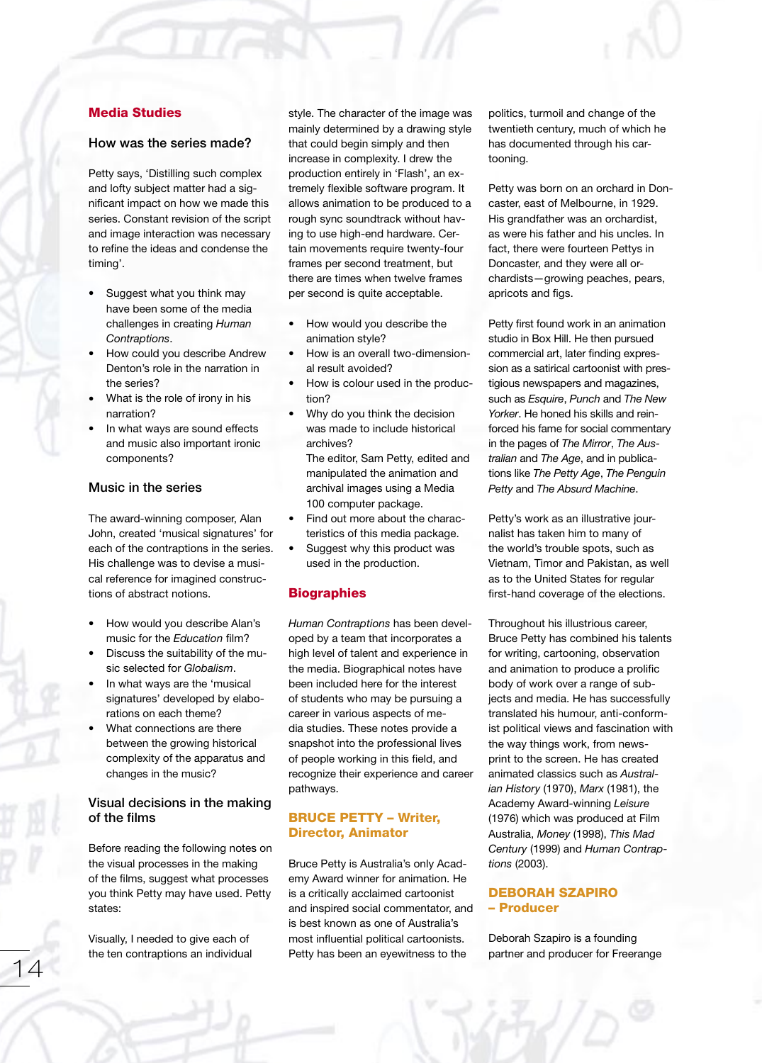## Media Studies

### How was the series made?

Petty says, 'Distilling such complex and lofty subject matter had a significant impact on how we made this series. Constant revision of the script and image interaction was necessary to refine the ideas and condense the timing'.

- Suggest what you think may have been some of the media challenges in creating *Human Contraptions*.
- How could you describe Andrew Denton's role in the narration in the series?
- What is the role of irony in his narration?
- In what ways are sound effects and music also important ironic components?

### Music in the series

The award-winning composer, Alan John, created 'musical signatures' for each of the contraptions in the series. His challenge was to devise a musical reference for imagined constructions of abstract notions.

- How would you describe Alan's music for the *Education* film?
- Discuss the suitability of the music selected for *Globalism*.
- In what ways are the 'musical signatures' developed by elaborations on each theme?
- What connections are there between the growing historical complexity of the apparatus and changes in the music?

### Visual decisions in the making of the films

Before reading the following notes on the visual processes in the making of the films, suggest what processes you think Petty may have used. Petty states:

Visually, I needed to give each of the ten contraptions an individual style. The character of the image was mainly determined by a drawing style that could begin simply and then increase in complexity. I drew the production entirely in 'Flash', an extremely flexible software program. It allows animation to be produced to a rough sync soundtrack without having to use high-end hardware. Certain movements require twenty-four frames per second treatment, but there are times when twelve frames per second is quite acceptable.

- How would you describe the animation style?
- How is an overall two-dimensional result avoided?
- How is colour used in the production?
- Why do you think the decision was made to include historical archives?
  The editor, Sam Petty, edited and manipulated the animation and archival images using a Media 100 computer package.
- Find out more about the characteristics of this media package.
- Suggest why this product was used in the production.

## Biographies

*Human Contraptions* has been developed by a team that incorporates a high level of talent and experience in the media. Biographical notes have been included here for the interest of students who may be pursuing a career in various aspects of media studies. These notes provide a snapshot into the professional lives of people working in this field, and recognize their experience and career pathways.

### BRUCE PETTY – Writer, Director, Animator

Bruce Petty is Australia's only Academy Award winner for animation. He is a critically acclaimed cartoonist and inspired social commentator, and is best known as one of Australia's most influential political cartoonists. Petty has been an eyewitness to the politics, turmoil and change of the twentieth century, much of which he has documented through his cartooning.

Petty was born on an orchard in Doncaster, east of Melbourne, in 1929. His grandfather was an orchardist, as were his father and his uncles. In fact, there were fourteen Pettys in Doncaster, and they were all orchardists—growing peaches, pears, apricots and figs.

Petty first found work in an animation studio in Box Hill. He then pursued commercial art, later finding expression as a satirical cartoonist with prestigious newspapers and magazines, such as *Esquire*, *Punch* and *The New Yorker*. He honed his skills and reinforced his fame for social commentary in the pages of *The Mirror*, *The Australian* and *The Age*, and in publications like *The Petty Age*, *The Penguin Petty* and *The Absurd Machine*.

Petty's work as an illustrative journalist has taken him to many of the world's trouble spots, such as Vietnam, Timor and Pakistan, as well as to the United States for regular first-hand coverage of the elections.

Throughout his illustrious career, Bruce Petty has combined his talents for writing, cartooning, observation and animation to produce a prolific body of work over a range of subjects and media. He has successfully translated his humour, anti-conformist political views and fascination with the way things work, from newsprint to the screen. He has created animated classics such as *Australian History* (1970), *Marx* (1981), the Academy Award-winning *Leisure* (1976) which was produced at Film Australia, *Money* (1998), *This Mad Century* (1999) and *Human Contraptions* (2003).

### DEBORAH SZAPIRO – Producer

Deborah Szapiro is a founding partner and producer for Freerange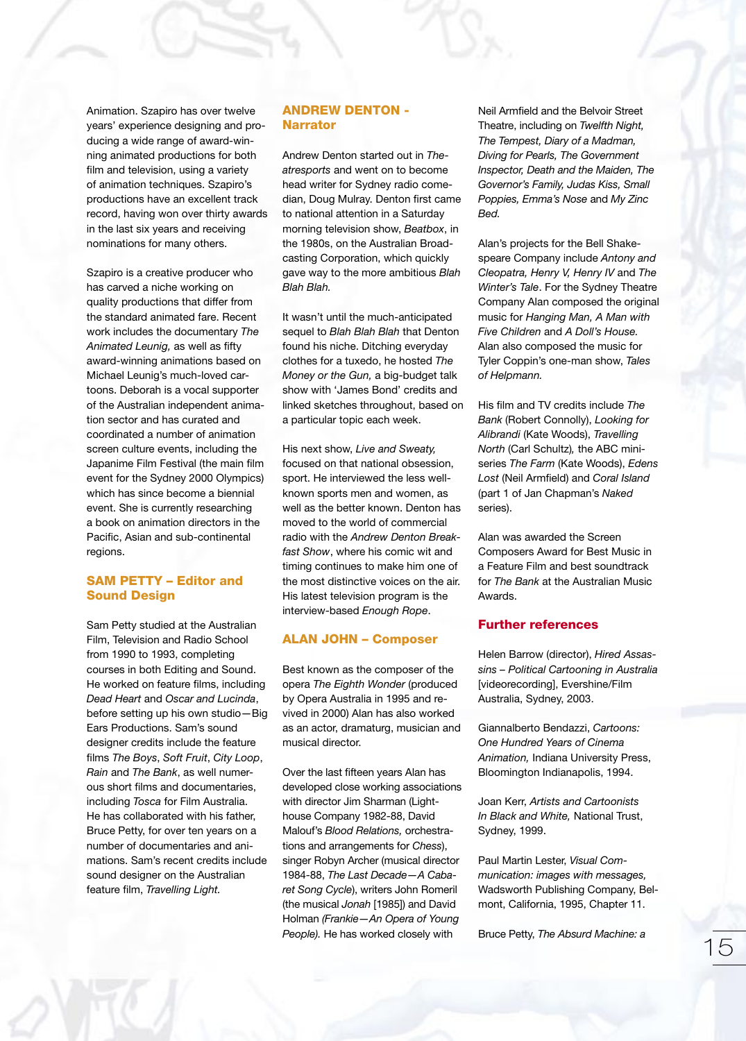Animation. Szapiro has over twelve years' experience designing and producing a wide range of award-winning animated productions for both film and television, using a variety of animation techniques. Szapiro's productions have an excellent track record, having won over thirty awards in the last six years and receiving nominations for many others.

Szapiro is a creative producer who has carved a niche working on quality productions that differ from the standard animated fare. Recent work includes the documentary *The Animated Leunig,* as well as fifty award-winning animations based on Michael Leunig's much-loved cartoons. Deborah is a vocal supporter of the Australian independent animation sector and has curated and coordinated a number of animation screen culture events, including the Japanime Film Festival (the main film event for the Sydney 2000 Olympics) which has since become a biennial event. She is currently researching a book on animation directors in the Pacific, Asian and sub-continental regions.

## SAM PETTY – Editor and Sound Design

Sam Petty studied at the Australian Film, Television and Radio School from 1990 to 1993, completing courses in both Editing and Sound. He worked on feature films, including *Dead Heart* and *Oscar and Lucinda*, before setting up his own studio—Big Ears Productions. Sam's sound designer credits include the feature films *The Boys*, *Soft Fruit*, *City Loop*, *Rain* and *The Bank*, as well numerous short films and documentaries, including *Tosca* for Film Australia. He has collaborated with his father, Bruce Petty, for over ten years on a number of documentaries and animations. Sam's recent credits include sound designer on the Australian feature film, *Travelling Light.*

## ANDREW DENTON - Narrator

Andrew Denton started out in *Theatresports* and went on to become head writer for Sydney radio comedian, Doug Mulray. Denton first came to national attention in a Saturday morning television show, *Beatbox*, in the 1980s, on the Australian Broadcasting Corporation, which quickly gave way to the more ambitious *Blah Blah Blah.*

It wasn't until the much-anticipated sequel to *Blah Blah Blah* that Denton found his niche. Ditching everyday clothes for a tuxedo, he hosted *The Money or the Gun,* a big-budget talk show with 'James Bond' credits and linked sketches throughout, based on a particular topic each week.

His next show, *Live and Sweaty,* focused on that national obsession, sport. He interviewed the less well-known sports men and women, as well as the better known. Denton has moved to the world of commercial radio with the *Andrew Denton Breakfast Show*, where his comic wit and timing continues to make him one of the most distinctive voices on the air. His latest television program is the interview-based *Enough Rope*.

## ALAN JOHN – Composer

Best known as the composer of the opera *The Eighth Wonder* (produced by Opera Australia in 1995 and revived in 2000) Alan has also worked as an actor, dramaturg, musician and musical director.

Over the last fifteen years Alan has developed close working associations with director Jim Sharman (Lighthouse Company 1982-88, David Malouf's *Blood Relations,* orchestrations and arrangements for *Chess*), singer Robyn Archer (musical director 1984-88, *The Last Decade—A Cabaret Song Cycle*), writers John Romeril (the musical *Jonah* [1985]) and David Holman *(Frankie—An Opera of Young People).* He has worked closely with Neil Armfield and the Belvoir Street Theatre, including on *Twelfth Night, The Tempest, Diary of a Madman, Diving for Pearls, The Government Inspector, Death and the Maiden, The Governor's Family, Judas Kiss, Small Poppies, Emma's Nose* and *My Zinc Bed.*

Alan's projects for the Bell Shakespeare Company include *Antony and Cleopatra, Henry V, Henry IV* and *The Winter's Tale*. For the Sydney Theatre Company Alan composed the original music for *Hanging Man, A Man with Five Children* and *A Doll's House.* Alan also composed the music for Tyler Coppin's one-man show, *Tales of Helpmann.*

His film and TV credits include *The Bank* (Robert Connolly), *Looking for Alibrandi* (Kate Woods), *Travelling North* (Carl Schultz), the ABC mini-series *The Farm* (Kate Woods), *Edens Lost* (Neil Armfield) and *Coral Island* (part 1 of Jan Chapman's *Naked* series).

Alan was awarded the Screen Composers Award for Best Music in a Feature Film and best soundtrack for *The Bank* at the Australian Music Awards.

## Further references

Helen Barrow (director), *Hired Assassins – Political Cartooning in Australia* [videorecording], Evershine/Film Australia, Sydney, 2003.

Giannalberto Bendazzi, *Cartoons: One Hundred Years of Cinema Animation,* Indiana University Press, Bloomington Indianapolis, 1994.

Joan Kerr, *Artists and Cartoonists In Black and White,* National Trust, Sydney, 1999.

Paul Martin Lester, *Visual Communication: images with messages,* Wadsworth Publishing Company, Belmont, California, 1995, Chapter 11.

Bruce Petty, *The Absurd Machine: a*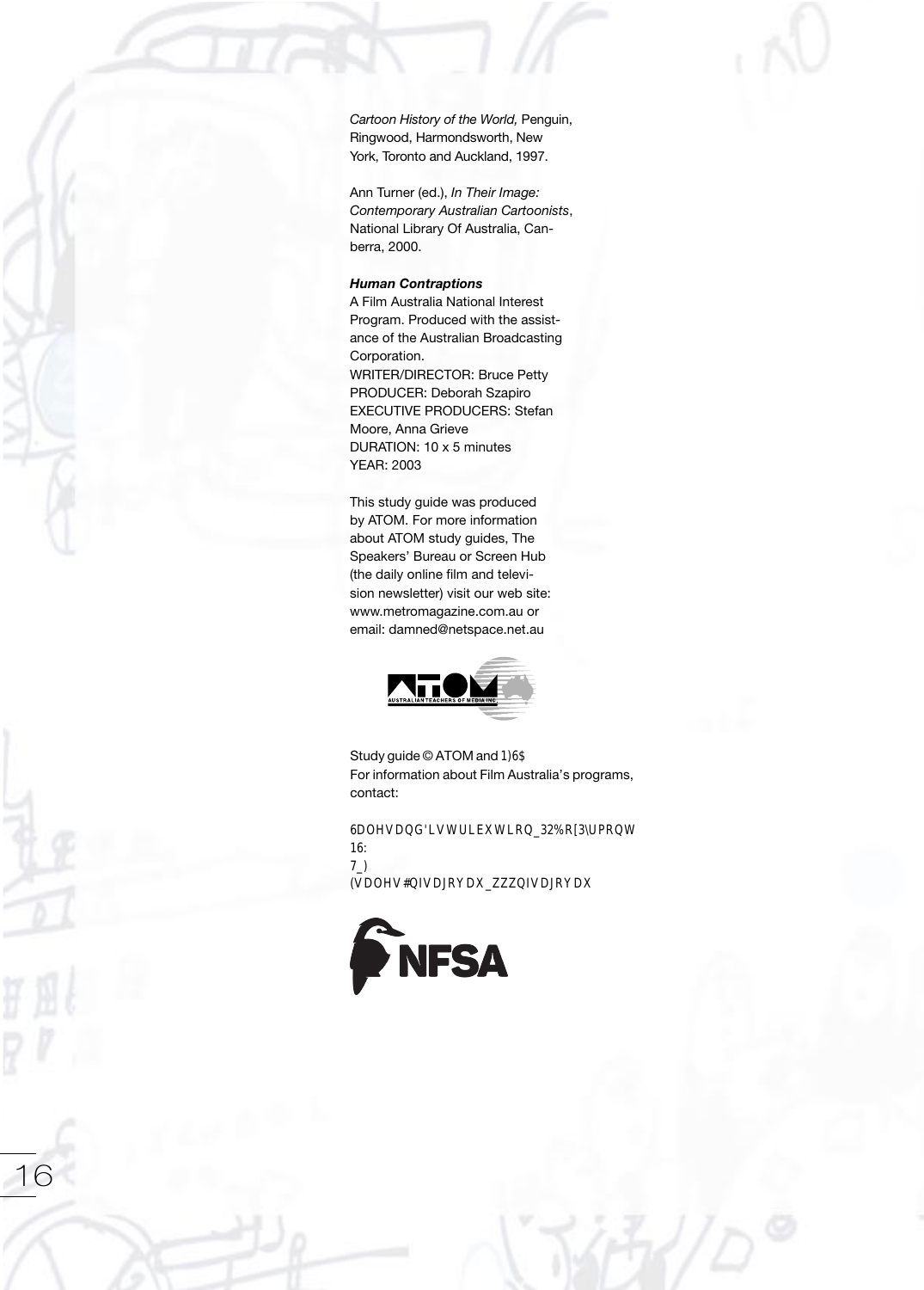*Cartoon History of the World,* Penguin, Ringwood, Harmondsworth, New York, Toronto and Auckland, 1997.

Ann Turner (ed.), *In Their Image: Contemporary Australian Cartoonists*, National Library Of Australia, Canberra, 2000.

***Human Contraptions***

A Film Australia National Interest Program. Produced with the assistance of the Australian Broadcasting Corporation.

WRITER/DIRECTOR: Bruce Petty
PRODUCER: Deborah Szapiro
EXECUTIVE PRODUCERS: Stefan Moore, Anna Grieve
DURATION: 10 x 5 minutes
YEAR: 2003

This study guide was produced by ATOM. For more information about ATOM study guides, The Speakers' Bureau or Screen Hub (the daily online film and television newsletter) visit our web site: www.metromagazine.com.au or email: damned@netspace.net.au

ATOM
AUSTRALIAN TEACHERS OF MEDIA INC.

Study guide © ATOM and 1)6$
For information about Film Australia's programs, contact:

6DOHV DQG 'LVWULEXWLRQ_32 %R[ 3\USRQW
16:
7_)
(VDOHV#QIVDJRYDX_ZZZQIVDJRYDX

NFSA